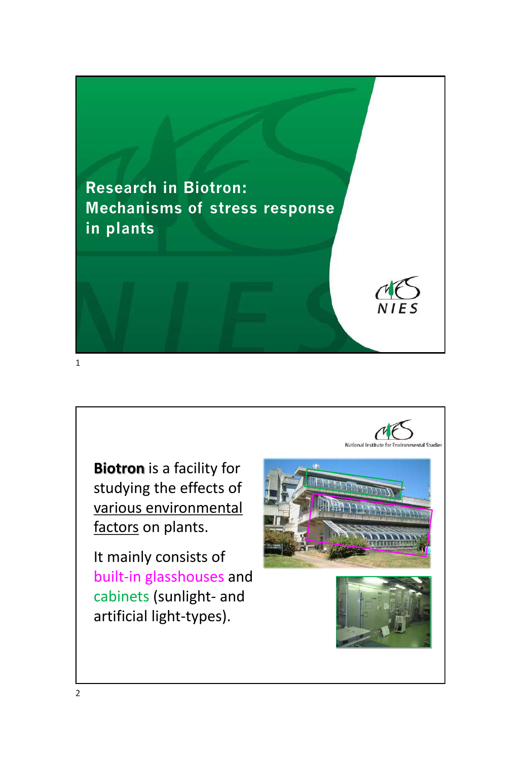# Research in Biotron: Mechanisms of stress response in plants

NIES

National Institute for Environmental Studies

**Biotron** is a facility for studying the effects of various environmental factors on plants.

It mainly consists of built-in glasshouses and cabinets (sunlight- and artificial light-types).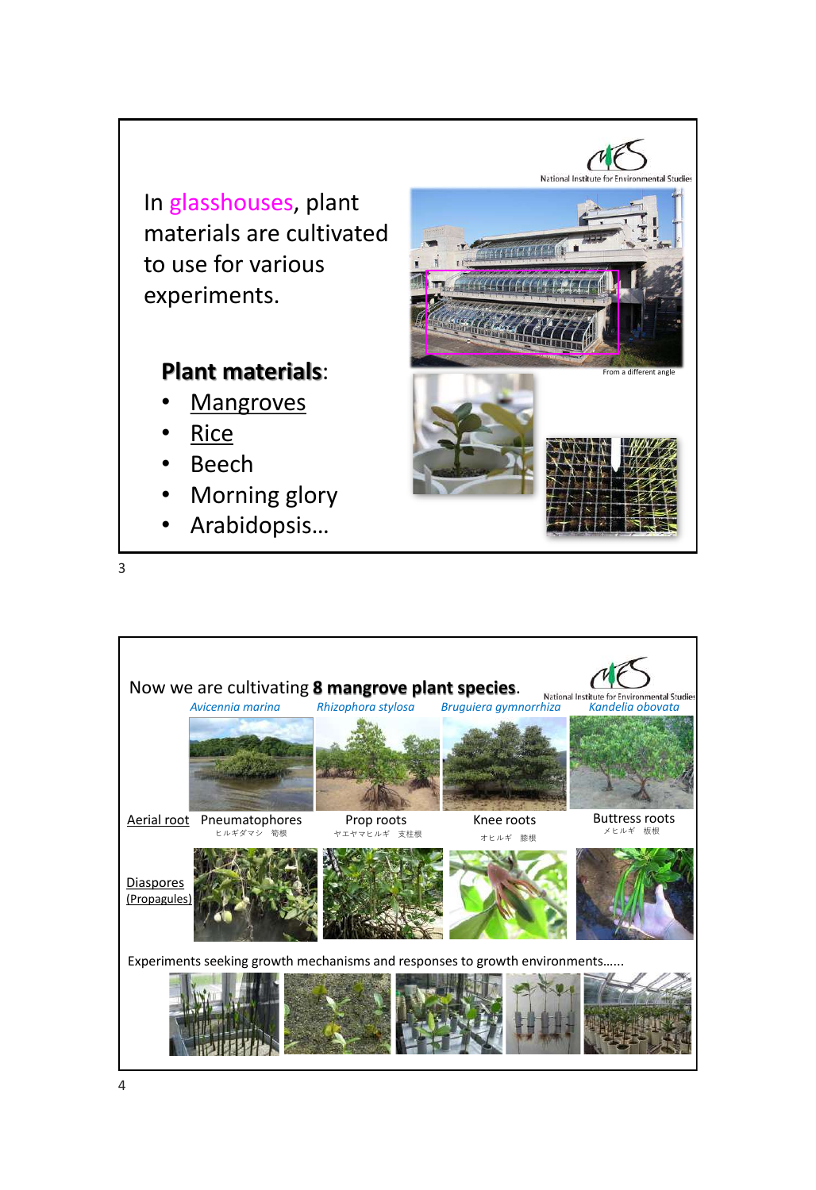In glasshouses, plant materials are cultivated to use for various experiments.

National Institute for Environmental Studies

From a different angle

**Plant materials**:

- Mangroves
- Rice
- Beech
- Morning glory
- Arabidopsis…

Now we are cultivating **8 mangrove plant species**.

National Institute for Environmental Studies

| | *Avicennia marina* | *Rhizophora stylosa* | *Bruguiera gymnorrhiza* | *Kandelia obovata* |
|---|---|---|---|---|
| Aerial root | Pneumatophores ヒルギダマシ 筍根 | Prop roots ヤエヤマヒルギ 支柱根 | Knee roots オヒルギ 膝根 | Buttress roots メヒルギ 板根 |
| Diaspores (Propagules) | | | | |

Experiments seeking growth mechanisms and responses to growth environments……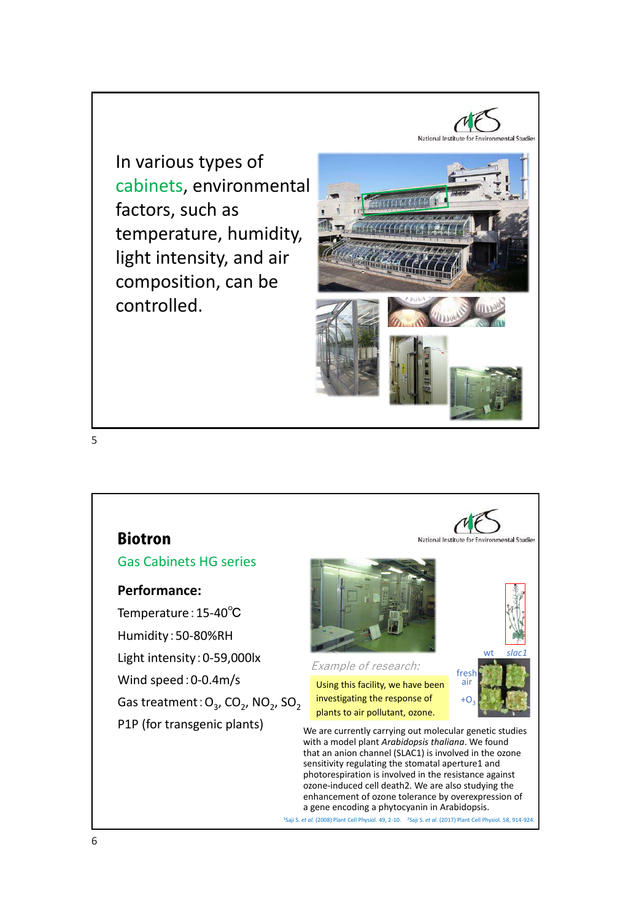In various types of cabinets, environmental factors, such as temperature, humidity, light intensity, and air composition, can be controlled.

## Biotron

Gas Cabinets HG series

**Performance:**

Temperature : 15-40℃

Humidity : 50-80%RH

Light intensity : 0-59,000lx

Wind speed : 0-0.4m/s

Gas treatment : $O_3$, $CO_2$, $NO_2$, $SO_2$

P1P (for transgenic plants)

*Example of research:*

Using this facility, we have been investigating the response of plants to air pollutant, ozone.

wt *slac1*

fresh air

$+O_3$

We are currently carrying out molecular genetic studies with a model plant *Arabidopsis thaliana*. We found that an anion channel (SLAC1) is involved in the ozone sensitivity regulating the stomatal aperture[1] and photorespiration is involved in the resistance against ozone-induced cell death[2]. We are also studying the enhancement of ozone tolerance by overexpression of a gene encoding a phytocyanin in Arabidopsis.

[1]Saji S. *et al.* (2008) Plant Cell Physiol. 49, 2-10. [2]Saji S. *et al.* (2017) Plant Cell Physiol. 58, 914-924.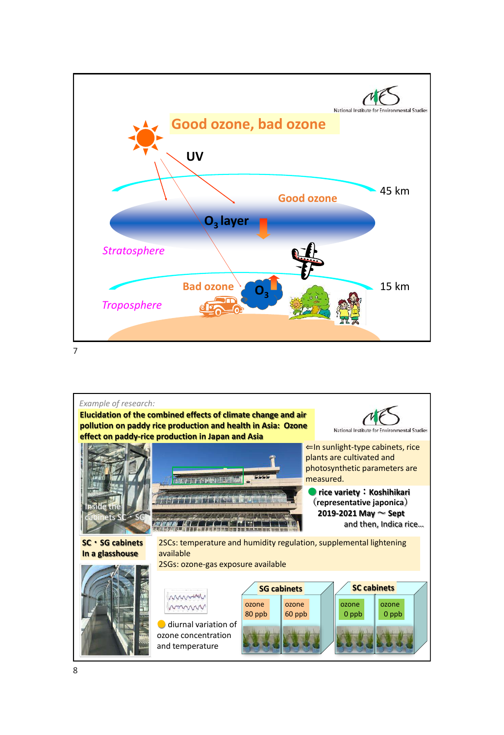## Good ozone, bad ozone

National Institute for Environmental Studies

UV

45 km

Good ozone

$O_3$ layer

*Stratosphere*

Bad ozone

$O_3$

15 km

*Troposphere*

---

*Example of research:*

**Elucidation of the combined effects of climate change and air pollution on paddy rice production and health in Asia: Ozone effect on paddy-rice production in Japan and Asia**

National Institute for Environmental Studies

Inside the cabinets SC・SG

⇐In sunlight-type cabinets, rice plants are cultivated and photosynthetic parameters are measured.

● **rice variety：Koshihikari** （**representative japonica**） **2019-2021 May ～ Sept** and then, Indica rice…

**SC・SG cabinets In a glasshouse**

2SCs: temperature and humidity regulation, supplemental lightening available

2SGs: ozone-gas exposure available

● diurnal variation of ozone concentration and temperature

**SG cabinets**

ozone 80 ppb

ozone 60 ppb

**SC cabinets**

ozone 0 ppb

ozone 0 ppb